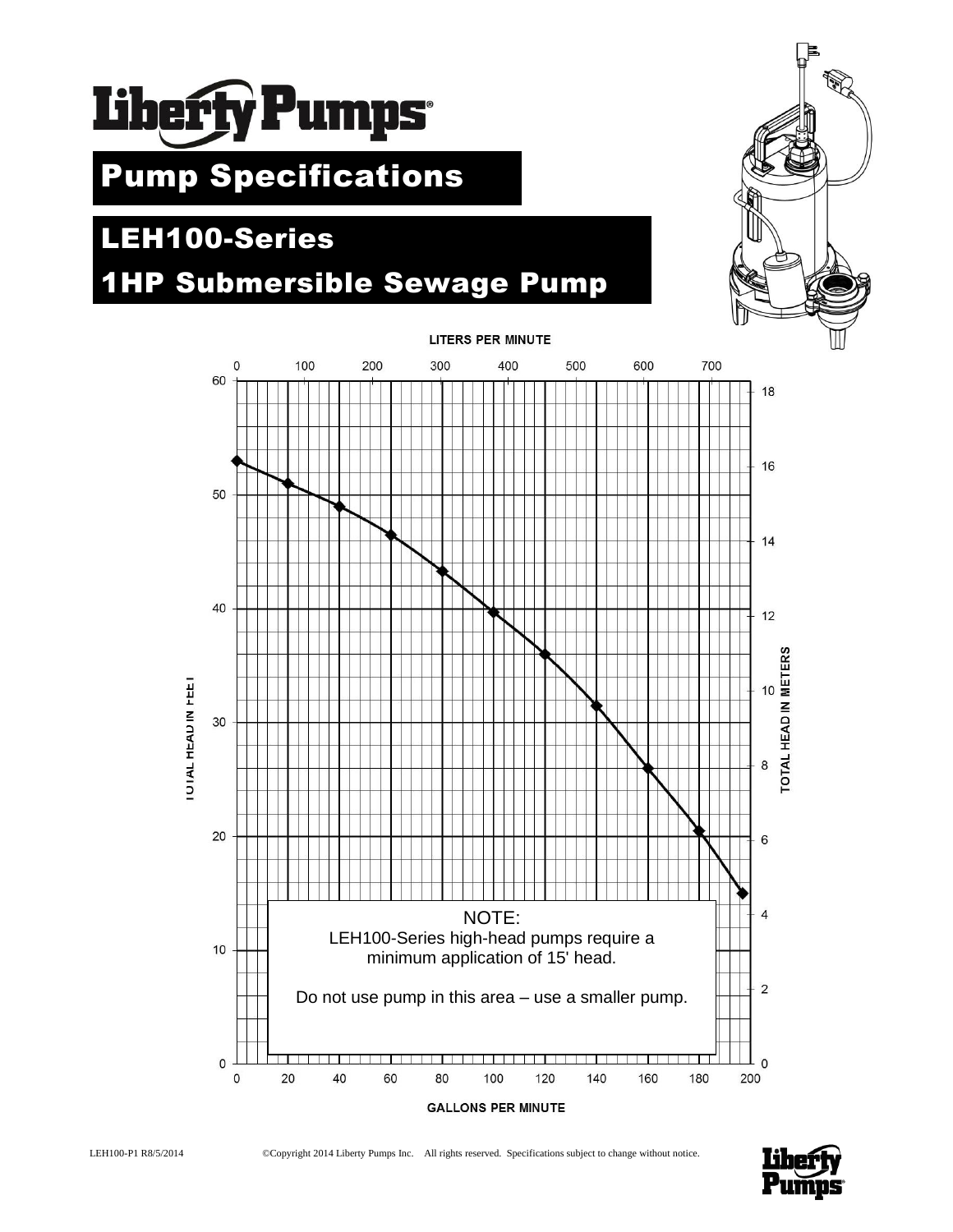# Liberty Pumps

## Pump Specifications

## LEH100-Series

## 1HP Submersible Sewage Pump

LITERS PER MINUTE

TOTAL HEAD IN FEET

TOTAL HEAD IN METERS

NOTE:
LEH100-Series high-head pumps require a minimum application of 15' head.

Do not use pump in this area – use a smaller pump.

GALLONS PER MINUTE

LEH100-P1 R8/5/2014 ©Copyright 2014 Liberty Pumps Inc. All rights reserved. Specifications subject to change without notice.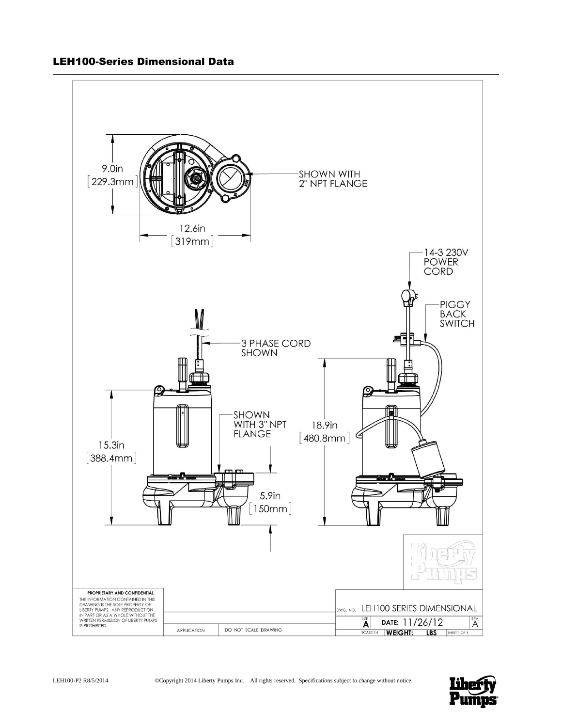## LEH100-Series Dimensional Data

9.0in [229.3mm]

SHOWN WITH 2" NPT FLANGE

12.6in [319mm]

14-3 230V POWER CORD

PIGGY BACK SWITCH

3 PHASE CORD SHOWN

SHOWN WITH 3" NPT FLANGE

18.9in [480.8mm]

15.3in [388.4mm]

5.9in [150mm]

**PROPRIETARY AND CONFIDENTIAL**

THE INFORMATION CONTAINED IN THIS DRAWING IS THE SOLE PROPERTY OF LIBERTY PUMPS. ANY REPRODUCTION IN PART OR AS A WHOLE WITHOUT THE WRITTEN PERMISSION OF LIBERTY PUMPS IS PROHIBITED.

APPLICATION

DO NOT SCALE DRAWING

DWG. NO. LEH100 SERIES DIMENSIONAL

SIZE A

DATE: 11/26/12

REV. A

SCALE:1:4

WEIGHT: LBS

SHEET 1 OF 1

LEH100-P2 R8/5/2014 ©Copyright 2014 Liberty Pumps Inc. All rights reserved. Specifications subject to change without notice.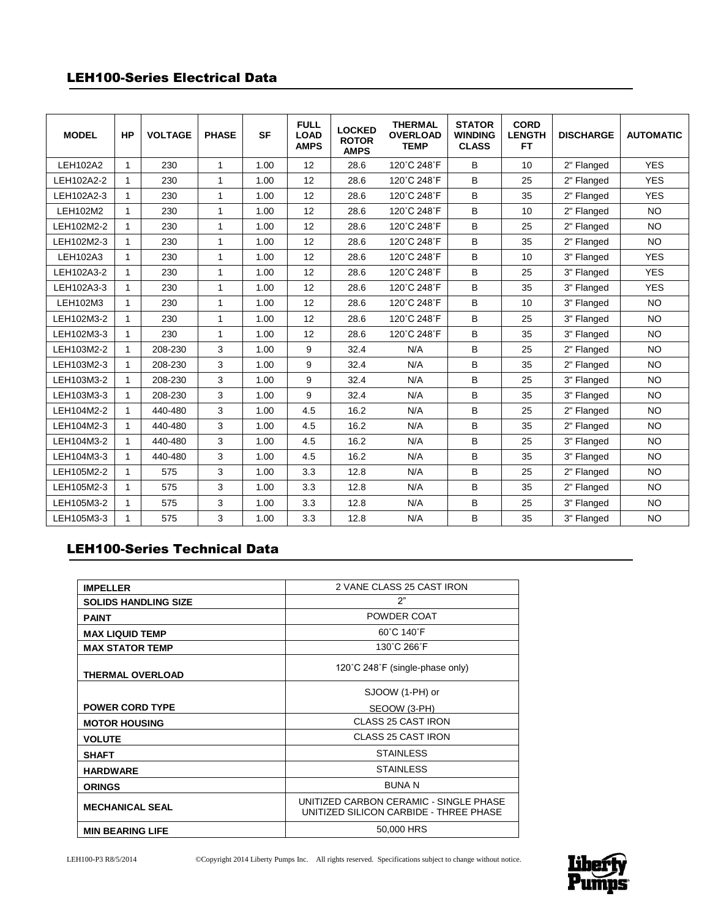## LEH100-Series Electrical Data

| MODEL | HP | VOLTAGE | PHASE | SF | FULL LOAD AMPS | LOCKED ROTOR AMPS | THERMAL OVERLOAD TEMP | STATOR WINDING CLASS | CORD LENGTH FT | DISCHARGE | AUTOMATIC |
|---|---|---|---|---|---|---|---|---|---|---|---|
| LEH102A2 | 1 | 230 | 1 | 1.00 | 12 | 28.6 | 120˚C 248˚F | B | 10 | 2" Flanged | YES |
| LEH102A2-2 | 1 | 230 | 1 | 1.00 | 12 | 28.6 | 120˚C 248˚F | B | 25 | 2" Flanged | YES |
| LEH102A2-3 | 1 | 230 | 1 | 1.00 | 12 | 28.6 | 120˚C 248˚F | B | 35 | 2" Flanged | YES |
| LEH102M2 | 1 | 230 | 1 | 1.00 | 12 | 28.6 | 120˚C 248˚F | B | 10 | 2" Flanged | NO |
| LEH102M2-2 | 1 | 230 | 1 | 1.00 | 12 | 28.6 | 120˚C 248˚F | B | 25 | 2" Flanged | NO |
| LEH102M2-3 | 1 | 230 | 1 | 1.00 | 12 | 28.6 | 120˚C 248˚F | B | 35 | 2" Flanged | NO |
| LEH102A3 | 1 | 230 | 1 | 1.00 | 12 | 28.6 | 120˚C 248˚F | B | 10 | 3" Flanged | YES |
| LEH102A3-2 | 1 | 230 | 1 | 1.00 | 12 | 28.6 | 120˚C 248˚F | B | 25 | 3" Flanged | YES |
| LEH102A3-3 | 1 | 230 | 1 | 1.00 | 12 | 28.6 | 120˚C 248˚F | B | 35 | 3" Flanged | YES |
| LEH102M3 | 1 | 230 | 1 | 1.00 | 12 | 28.6 | 120˚C 248˚F | B | 10 | 3" Flanged | NO |
| LEH102M3-2 | 1 | 230 | 1 | 1.00 | 12 | 28.6 | 120˚C 248˚F | B | 25 | 3" Flanged | NO |
| LEH102M3-3 | 1 | 230 | 1 | 1.00 | 12 | 28.6 | 120˚C 248˚F | B | 35 | 3" Flanged | NO |
| LEH103M2-2 | 1 | 208-230 | 3 | 1.00 | 9 | 32.4 | N/A | B | 25 | 2" Flanged | NO |
| LEH103M2-3 | 1 | 208-230 | 3 | 1.00 | 9 | 32.4 | N/A | B | 35 | 2" Flanged | NO |
| LEH103M3-2 | 1 | 208-230 | 3 | 1.00 | 9 | 32.4 | N/A | B | 25 | 3" Flanged | NO |
| LEH103M3-3 | 1 | 208-230 | 3 | 1.00 | 9 | 32.4 | N/A | B | 35 | 3" Flanged | NO |
| LEH104M2-2 | 1 | 440-480 | 3 | 1.00 | 4.5 | 16.2 | N/A | B | 25 | 2" Flanged | NO |
| LEH104M2-3 | 1 | 440-480 | 3 | 1.00 | 4.5 | 16.2 | N/A | B | 35 | 2" Flanged | NO |
| LEH104M3-2 | 1 | 440-480 | 3 | 1.00 | 4.5 | 16.2 | N/A | B | 25 | 3" Flanged | NO |
| LEH104M3-3 | 1 | 440-480 | 3 | 1.00 | 4.5 | 16.2 | N/A | B | 35 | 3" Flanged | NO |
| LEH105M2-2 | 1 | 575 | 3 | 1.00 | 3.3 | 12.8 | N/A | B | 25 | 2" Flanged | NO |
| LEH105M2-3 | 1 | 575 | 3 | 1.00 | 3.3 | 12.8 | N/A | B | 35 | 2" Flanged | NO |
| LEH105M3-2 | 1 | 575 | 3 | 1.00 | 3.3 | 12.8 | N/A | B | 25 | 3" Flanged | NO |
| LEH105M3-3 | 1 | 575 | 3 | 1.00 | 3.3 | 12.8 | N/A | B | 35 | 3" Flanged | NO |

## LEH100-Series Technical Data

| | |
|---|---|
| **IMPELLER** | 2 VANE CLASS 25 CAST IRON |
| **SOLIDS HANDLING SIZE** | 2" |
| **PAINT** | POWDER COAT |
| **MAX LIQUID TEMP** | 60˚C 140˚F |
| **MAX STATOR TEMP** | 130˚C 266˚F |
| **THERMAL OVERLOAD** | 120˚C 248˚F (single-phase only) |
| **POWER CORD TYPE** | SJOOW (1-PH) or SEOOW (3-PH) |
| **MOTOR HOUSING** | CLASS 25 CAST IRON |
| **VOLUTE** | CLASS 25 CAST IRON |
| **SHAFT** | STAINLESS |
| **HARDWARE** | STAINLESS |
| **ORINGS** | BUNA N |
| **MECHANICAL SEAL** | UNITIZED CARBON CERAMIC - SINGLE PHASE UNITIZED SILICON CARBIDE - THREE PHASE |
| **MIN BEARING LIFE** | 50,000 HRS |

LEH100-P3 R8/5/2014 ©Copyright 2014 Liberty Pumps Inc. All rights reserved. Specifications subject to change without notice.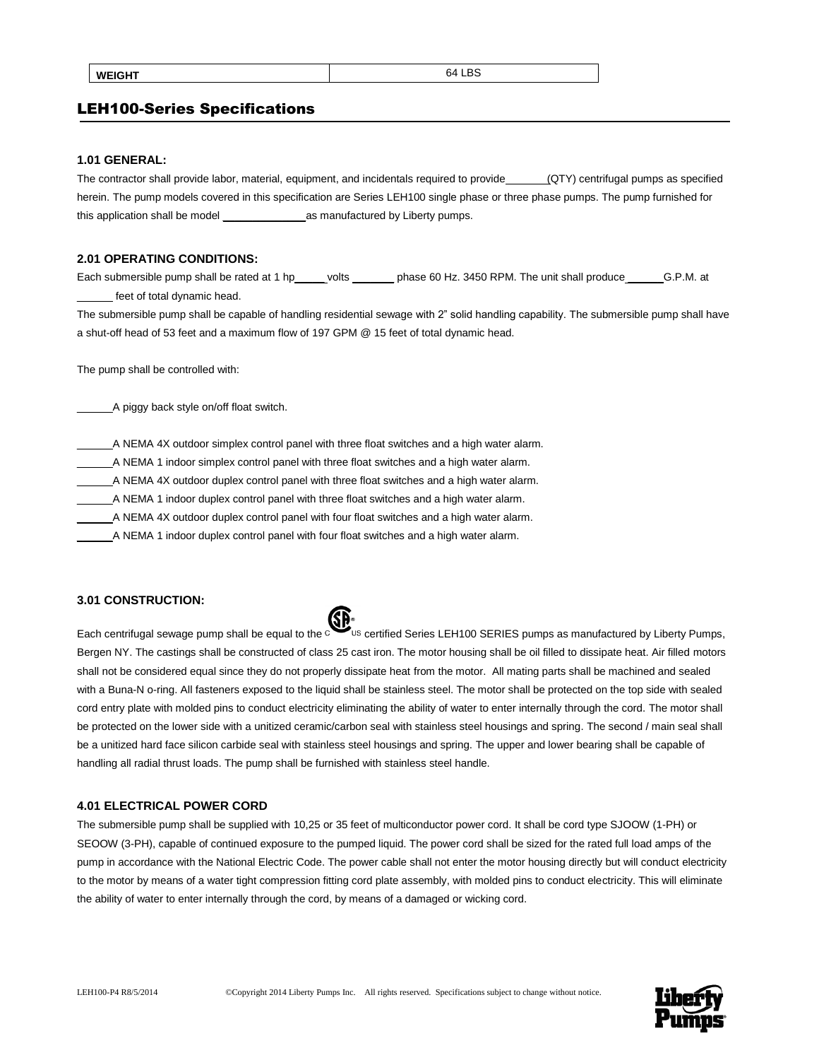| WEIGHT | 64 LBS |
|---|---|

## LEH100-Series Specifications

### 1.01 GENERAL:

The contractor shall provide labor, material, equipment, and incidentals required to provide ______(QTY) centrifugal pumps as specified herein. The pump models covered in this specification are Series LEH100 single phase or three phase pumps. The pump furnished for this application shall be model ____________ as manufactured by Liberty pumps.

### 2.01 OPERATING CONDITIONS:

Each submersible pump shall be rated at 1 hp_____ volts _______ phase 60 Hz. 3450 RPM. The unit shall produce ______ G.P.M. at ______ feet of total dynamic head.

The submersible pump shall be capable of handling residential sewage with 2" solid handling capability. The submersible pump shall have a shut-off head of 53 feet and a maximum flow of 197 GPM @ 15 feet of total dynamic head.

The pump shall be controlled with:

______A piggy back style on/off float switch.

______A NEMA 4X outdoor simplex control panel with three float switches and a high water alarm.
______A NEMA 1 indoor simplex control panel with three float switches and a high water alarm.
______A NEMA 4X outdoor duplex control panel with three float switches and a high water alarm.
______A NEMA 1 indoor duplex control panel with three float switches and a high water alarm.
______A NEMA 4X outdoor duplex control panel with four float switches and a high water alarm.
______A NEMA 1 indoor duplex control panel with four float switches and a high water alarm.

### 3.01 CONSTRUCTION:

Each centrifugal sewage pump shall be equal to the CSA-US certified Series LEH100 SERIES pumps as manufactured by Liberty Pumps, Bergen NY. The castings shall be constructed of class 25 cast iron. The motor housing shall be oil filled to dissipate heat. Air filled motors shall not be considered equal since they do not properly dissipate heat from the motor. All mating parts shall be machined and sealed with a Buna-N o-ring. All fasteners exposed to the liquid shall be stainless steel. The motor shall be protected on the top side with sealed cord entry plate with molded pins to conduct electricity eliminating the ability of water to enter internally through the cord. The motor shall be protected on the lower side with a unitized ceramic/carbon seal with stainless steel housings and spring. The second / main seal shall be a unitized hard face silicon carbide seal with stainless steel housings and spring. The upper and lower bearing shall be capable of handling all radial thrust loads. The pump shall be furnished with stainless steel handle.

### 4.01 ELECTRICAL POWER CORD

The submersible pump shall be supplied with 10,25 or 35 feet of multiconductor power cord. It shall be cord type SJOOW (1-PH) or SEOOW (3-PH), capable of continued exposure to the pumped liquid. The power cord shall be sized for the rated full load amps of the pump in accordance with the National Electric Code. The power cable shall not enter the motor housing directly but will conduct electricity to the motor by means of a water tight compression fitting cord plate assembly, with molded pins to conduct electricity. This will eliminate the ability of water to enter internally through the cord, by means of a damaged or wicking cord.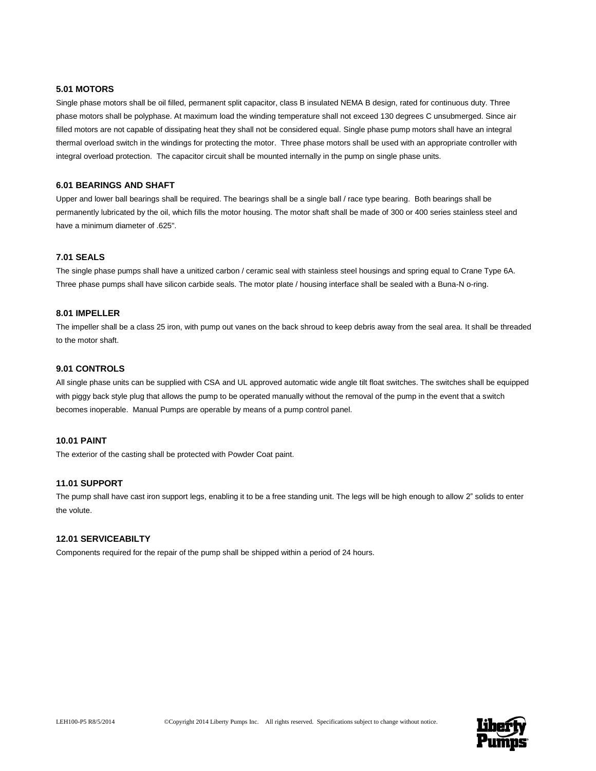### 5.01 MOTORS

Single phase motors shall be oil filled, permanent split capacitor, class B insulated NEMA B design, rated for continuous duty. Three phase motors shall be polyphase. At maximum load the winding temperature shall not exceed 130 degrees C unsubmerged. Since air filled motors are not capable of dissipating heat they shall not be considered equal. Single phase pump motors shall have an integral thermal overload switch in the windings for protecting the motor. Three phase motors shall be used with an appropriate controller with integral overload protection. The capacitor circuit shall be mounted internally in the pump on single phase units.

### 6.01 BEARINGS AND SHAFT

Upper and lower ball bearings shall be required. The bearings shall be a single ball / race type bearing. Both bearings shall be permanently lubricated by the oil, which fills the motor housing. The motor shaft shall be made of 300 or 400 series stainless steel and have a minimum diameter of .625".

### 7.01 SEALS

The single phase pumps shall have a unitized carbon / ceramic seal with stainless steel housings and spring equal to Crane Type 6A. Three phase pumps shall have silicon carbide seals. The motor plate / housing interface shall be sealed with a Buna-N o-ring.

### 8.01 IMPELLER

The impeller shall be a class 25 iron, with pump out vanes on the back shroud to keep debris away from the seal area. It shall be threaded to the motor shaft.

### 9.01 CONTROLS

All single phase units can be supplied with CSA and UL approved automatic wide angle tilt float switches. The switches shall be equipped with piggy back style plug that allows the pump to be operated manually without the removal of the pump in the event that a switch becomes inoperable. Manual Pumps are operable by means of a pump control panel.

### 10.01 PAINT

The exterior of the casting shall be protected with Powder Coat paint.

### 11.01 SUPPORT

The pump shall have cast iron support legs, enabling it to be a free standing unit. The legs will be high enough to allow 2" solids to enter the volute.

### 12.01 SERVICEABILTY

Components required for the repair of the pump shall be shipped within a period of 24 hours.

LEH100-P5 R8/5/2014 ©Copyright 2014 Liberty Pumps Inc. All rights reserved. Specifications subject to change without notice.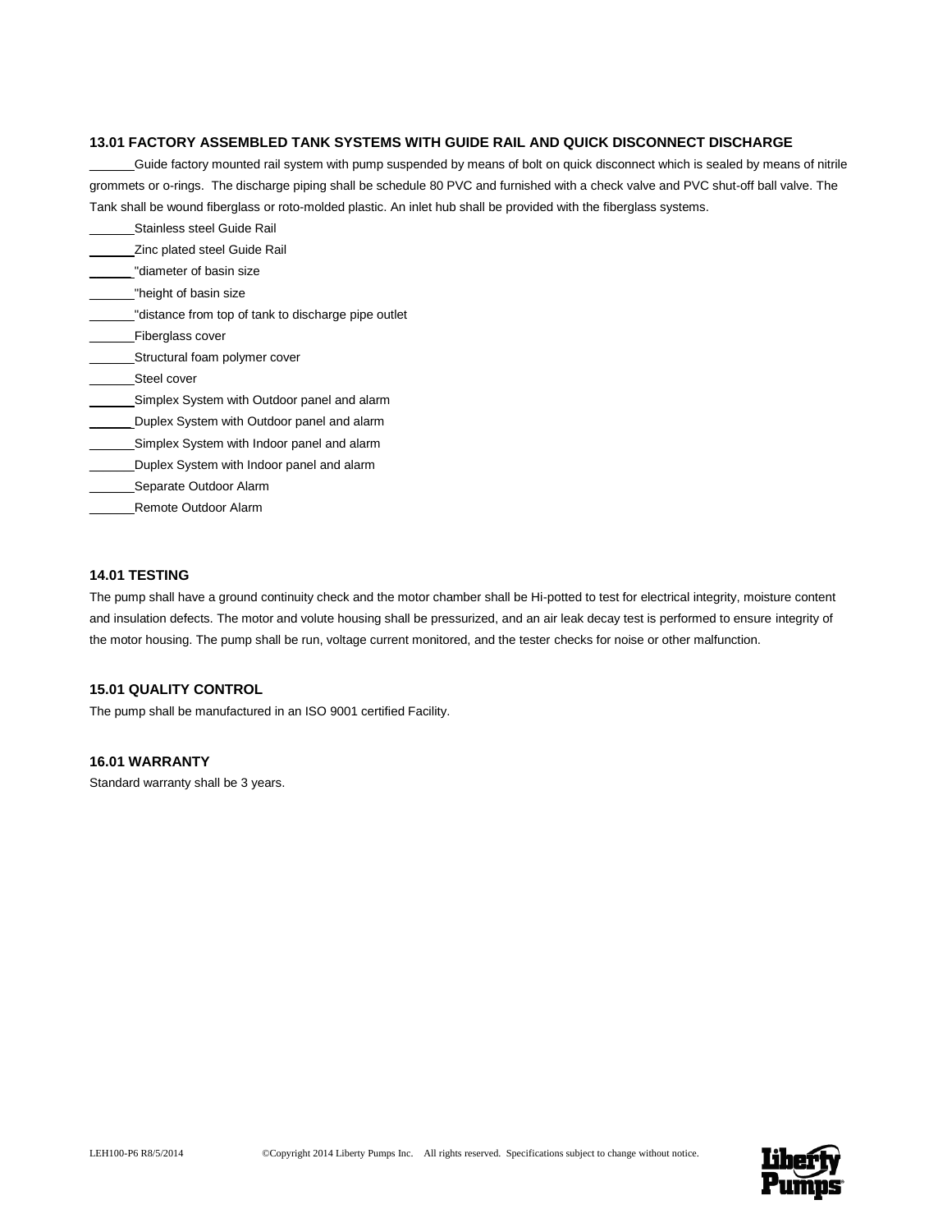### 13.01 FACTORY ASSEMBLED TANK SYSTEMS WITH GUIDE RAIL AND QUICK DISCONNECT DISCHARGE

______Guide factory mounted rail system with pump suspended by means of bolt on quick disconnect which is sealed by means of nitrile grommets or o-rings. The discharge piping shall be schedule 80 PVC and furnished with a check valve and PVC shut-off ball valve. The Tank shall be wound fiberglass or roto-molded plastic. An inlet hub shall be provided with the fiberglass systems.

______Stainless steel Guide Rail

______Zinc plated steel Guide Rail

______"diameter of basin size

______"height of basin size

______"distance from top of tank to discharge pipe outlet

______Fiberglass cover

______Structural foam polymer cover

______Steel cover

______Simplex System with Outdoor panel and alarm

______Duplex System with Outdoor panel and alarm

______Simplex System with Indoor panel and alarm

______Duplex System with Indoor panel and alarm

______Separate Outdoor Alarm

______Remote Outdoor Alarm

### 14.01 TESTING

The pump shall have a ground continuity check and the motor chamber shall be Hi-potted to test for electrical integrity, moisture content and insulation defects. The motor and volute housing shall be pressurized, and an air leak decay test is performed to ensure integrity of the motor housing. The pump shall be run, voltage current monitored, and the tester checks for noise or other malfunction.

### 15.01 QUALITY CONTROL

The pump shall be manufactured in an ISO 9001 certified Facility.

### 16.01 WARRANTY

Standard warranty shall be 3 years.

LEH100-P6 R8/5/2014 ©Copyright 2014 Liberty Pumps Inc. All rights reserved. Specifications subject to change without notice.